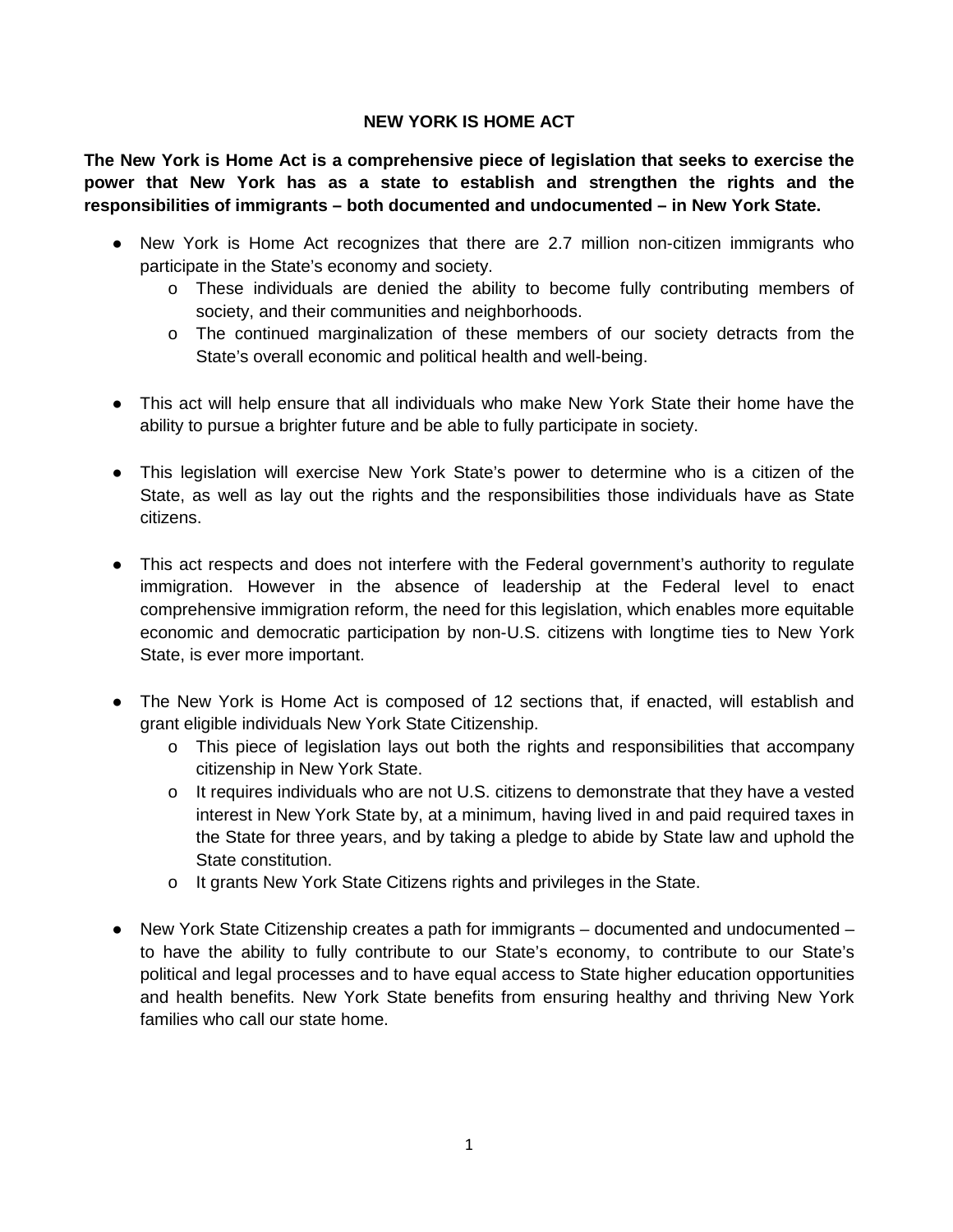# NEW YORK IS HOME ACT

**The New York is Home Act is a comprehensive piece of legislation that seeks to exercise the power that New York has as a state to establish and strengthen the rights and the responsibilities of immigrants – both documented and undocumented – in New York State.**

- New York is Home Act recognizes that there are 2.7 million non-citizen immigrants who participate in the State's economy and society.
  - These individuals are denied the ability to become fully contributing members of society, and their communities and neighborhoods.
  - The continued marginalization of these members of our society detracts from the State's overall economic and political health and well-being.

- This act will help ensure that all individuals who make New York State their home have the ability to pursue a brighter future and be able to fully participate in society.

- This legislation will exercise New York State's power to determine who is a citizen of the State, as well as lay out the rights and the responsibilities those individuals have as State citizens.

- This act respects and does not interfere with the Federal government's authority to regulate immigration. However in the absence of leadership at the Federal level to enact comprehensive immigration reform, the need for this legislation, which enables more equitable economic and democratic participation by non-U.S. citizens with longtime ties to New York State, is ever more important.

- The New York is Home Act is composed of 12 sections that, if enacted, will establish and grant eligible individuals New York State Citizenship.
  - This piece of legislation lays out both the rights and responsibilities that accompany citizenship in New York State.
  - It requires individuals who are not U.S. citizens to demonstrate that they have a vested interest in New York State by, at a minimum, having lived in and paid required taxes in the State for three years, and by taking a pledge to abide by State law and uphold the State constitution.
  - It grants New York State Citizens rights and privileges in the State.

- New York State Citizenship creates a path for immigrants – documented and undocumented – to have the ability to fully contribute to our State's economy, to contribute to our State's political and legal processes and to have equal access to State higher education opportunities and health benefits. New York State benefits from ensuring healthy and thriving New York families who call our state home.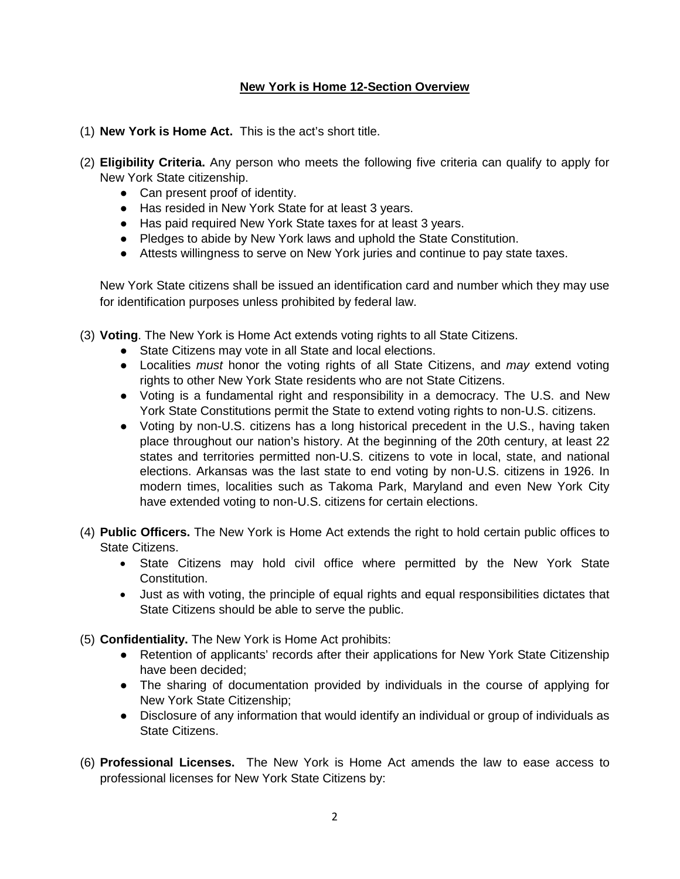**New York is Home 12-Section Overview**

(1) **New York is Home Act.** This is the act's short title.

(2) **Eligibility Criteria.** Any person who meets the following five criteria can qualify to apply for New York State citizenship.

- Can present proof of identity.
- Has resided in New York State for at least 3 years.
- Has paid required New York State taxes for at least 3 years.
- Pledges to abide by New York laws and uphold the State Constitution.
- Attests willingness to serve on New York juries and continue to pay state taxes.

New York State citizens shall be issued an identification card and number which they may use for identification purposes unless prohibited by federal law.

(3) **Voting**. The New York is Home Act extends voting rights to all State Citizens.

- State Citizens may vote in all State and local elections.
- Localities *must* honor the voting rights of all State Citizens, and *may* extend voting rights to other New York State residents who are not State Citizens.
- Voting is a fundamental right and responsibility in a democracy. The U.S. and New York State Constitutions permit the State to extend voting rights to non-U.S. citizens.
- Voting by non-U.S. citizens has a long historical precedent in the U.S., having taken place throughout our nation's history. At the beginning of the 20th century, at least 22 states and territories permitted non-U.S. citizens to vote in local, state, and national elections. Arkansas was the last state to end voting by non-U.S. citizens in 1926. In modern times, localities such as Takoma Park, Maryland and even New York City have extended voting to non-U.S. citizens for certain elections.

(4) **Public Officers.** The New York is Home Act extends the right to hold certain public offices to State Citizens.

- State Citizens may hold civil office where permitted by the New York State Constitution.
- Just as with voting, the principle of equal rights and equal responsibilities dictates that State Citizens should be able to serve the public.

(5) **Confidentiality.** The New York is Home Act prohibits:

- Retention of applicants' records after their applications for New York State Citizenship have been decided;
- The sharing of documentation provided by individuals in the course of applying for New York State Citizenship;
- Disclosure of any information that would identify an individual or group of individuals as State Citizens.

(6) **Professional Licenses.** The New York is Home Act amends the law to ease access to professional licenses for New York State Citizens by: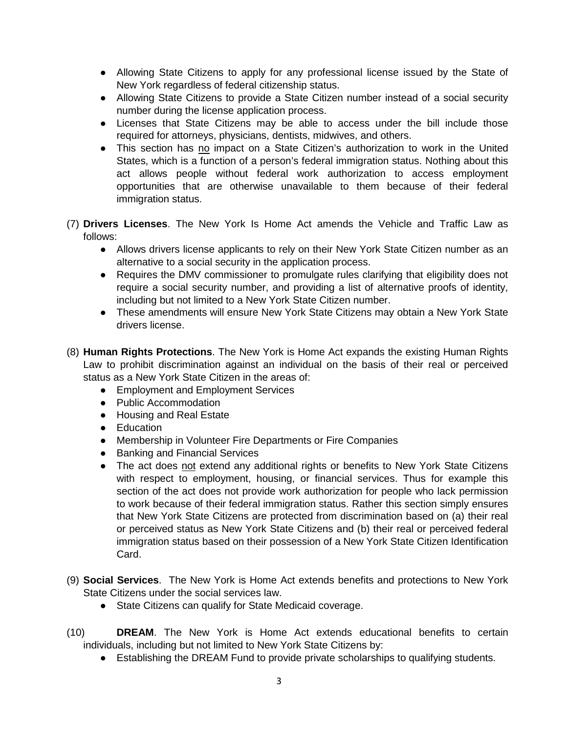- Allowing State Citizens to apply for any professional license issued by the State of New York regardless of federal citizenship status.
- Allowing State Citizens to provide a State Citizen number instead of a social security number during the license application process.
- Licenses that State Citizens may be able to access under the bill include those required for attorneys, physicians, dentists, midwives, and others.
- This section has <u>no</u> impact on a State Citizen's authorization to work in the United States, which is a function of a person's federal immigration status. Nothing about this act allows people without federal work authorization to access employment opportunities that are otherwise unavailable to them because of their federal immigration status.

(7) **Drivers Licenses**. The New York Is Home Act amends the Vehicle and Traffic Law as follows:

- Allows drivers license applicants to rely on their New York State Citizen number as an alternative to a social security in the application process.
- Requires the DMV commissioner to promulgate rules clarifying that eligibility does not require a social security number, and providing a list of alternative proofs of identity, including but not limited to a New York State Citizen number.
- These amendments will ensure New York State Citizens may obtain a New York State drivers license.

(8) **Human Rights Protections**. The New York is Home Act expands the existing Human Rights Law to prohibit discrimination against an individual on the basis of their real or perceived status as a New York State Citizen in the areas of:

- Employment and Employment Services
- Public Accommodation
- Housing and Real Estate
- Education
- Membership in Volunteer Fire Departments or Fire Companies
- Banking and Financial Services
- The act does <u>not</u> extend any additional rights or benefits to New York State Citizens with respect to employment, housing, or financial services. Thus for example this section of the act does not provide work authorization for people who lack permission to work because of their federal immigration status. Rather this section simply ensures that New York State Citizens are protected from discrimination based on (a) their real or perceived status as New York State Citizens and (b) their real or perceived federal immigration status based on their possession of a New York State Citizen Identification Card.

(9) **Social Services**. The New York is Home Act extends benefits and protections to New York State Citizens under the social services law.

- State Citizens can qualify for State Medicaid coverage.

(10) **DREAM**. The New York is Home Act extends educational benefits to certain individuals, including but not limited to New York State Citizens by:

- Establishing the DREAM Fund to provide private scholarships to qualifying students.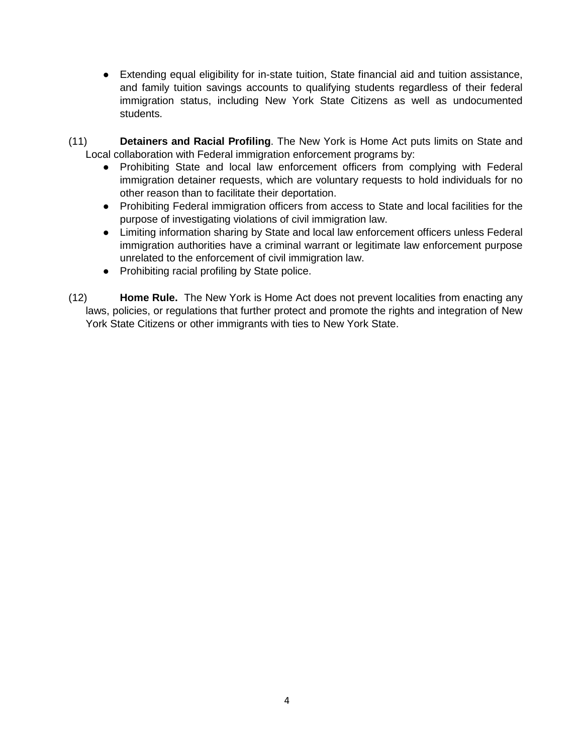- Extending equal eligibility for in-state tuition, State financial aid and tuition assistance, and family tuition savings accounts to qualifying students regardless of their federal immigration status, including New York State Citizens as well as undocumented students.

(11) **Detainers and Racial Profiling**. The New York is Home Act puts limits on State and Local collaboration with Federal immigration enforcement programs by:

- Prohibiting State and local law enforcement officers from complying with Federal immigration detainer requests, which are voluntary requests to hold individuals for no other reason than to facilitate their deportation.
- Prohibiting Federal immigration officers from access to State and local facilities for the purpose of investigating violations of civil immigration law.
- Limiting information sharing by State and local law enforcement officers unless Federal immigration authorities have a criminal warrant or legitimate law enforcement purpose unrelated to the enforcement of civil immigration law.
- Prohibiting racial profiling by State police.

(12) **Home Rule.** The New York is Home Act does not prevent localities from enacting any laws, policies, or regulations that further protect and promote the rights and integration of New York State Citizens or other immigrants with ties to New York State.